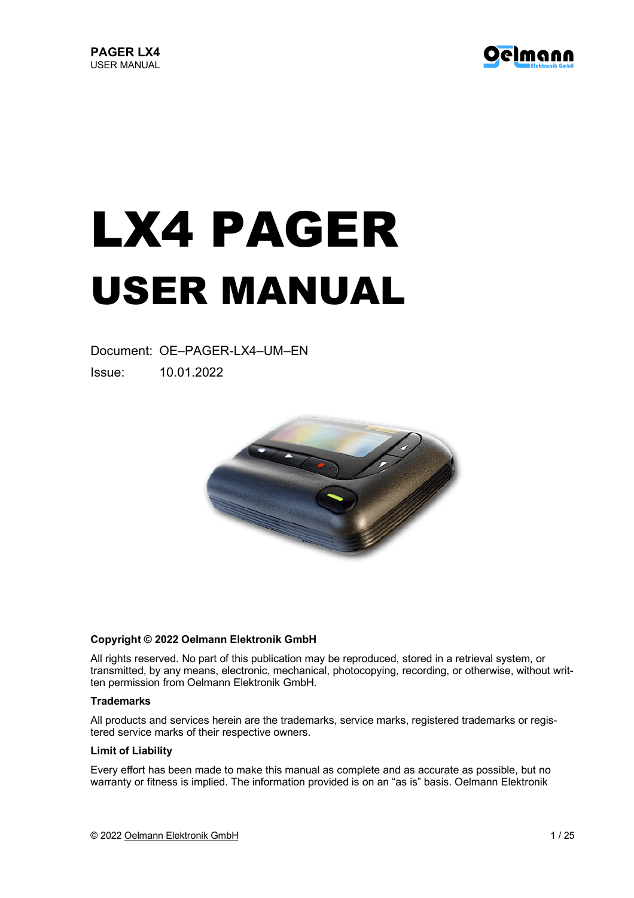# LX4 PAGER

# USER MANUAL

Document: OE–PAGER-LX4–UM–EN

Issue: 10.01.2022

**Copyright © 2022 Oelmann Elektronik GmbH**

All rights reserved. No part of this publication may be reproduced, stored in a retrieval system, or transmitted, by any means, electronic, mechanical, photocopying, recording, or otherwise, without written permission from Oelmann Elektronik GmbH.

**Trademarks**

All products and services herein are the trademarks, service marks, registered trademarks or registered service marks of their respective owners.

**Limit of Liability**

Every effort has been made to make this manual as complete and as accurate as possible, but no warranty or fitness is implied. The information provided is on an "as is" basis. Oelmann Elektronik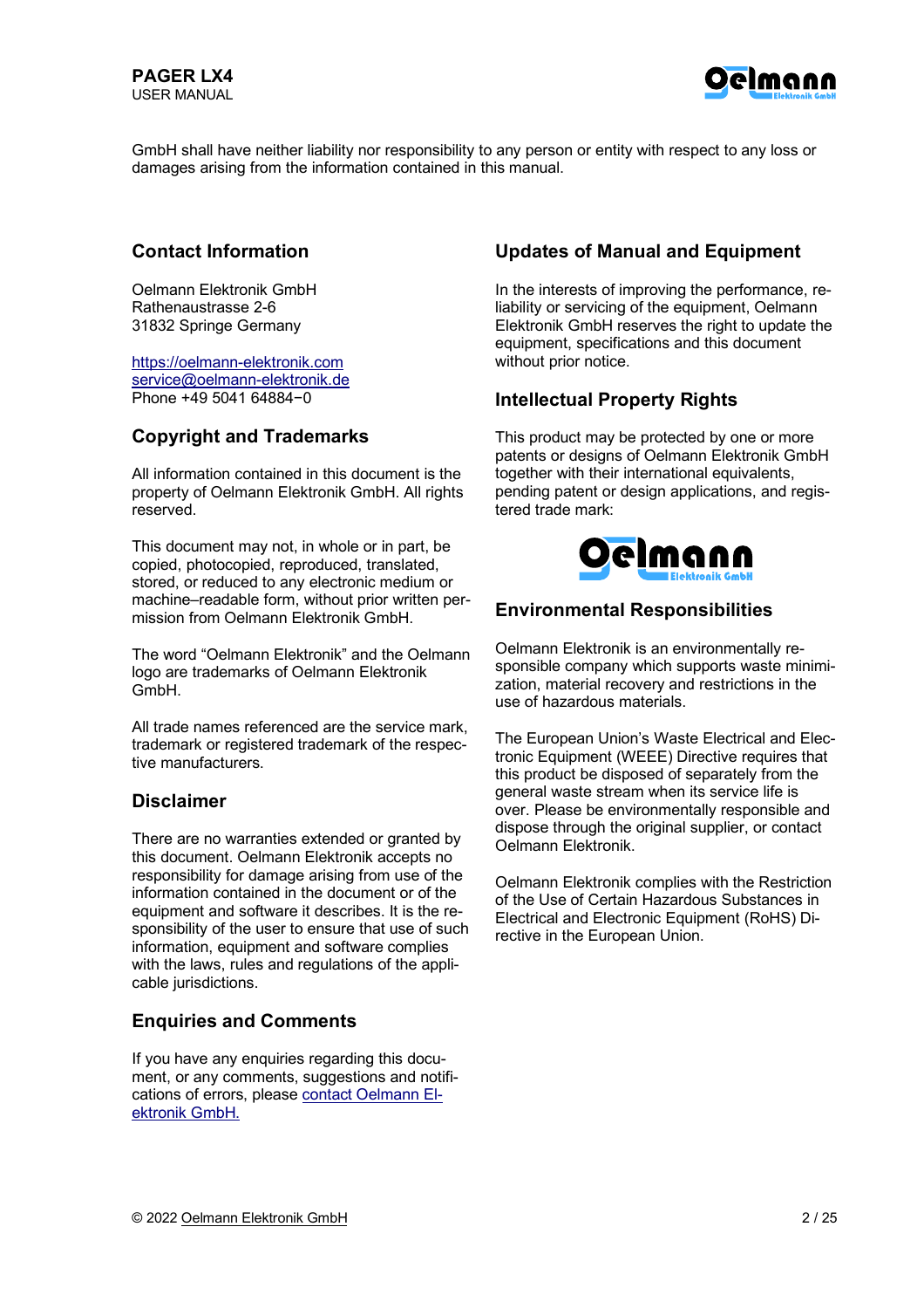GmbH shall have neither liability nor responsibility to any person or entity with respect to any loss or damages arising from the information contained in this manual.

## Contact Information

Oelmann Elektronik GmbH
Rathenaustrasse 2-6
31832 Springe Germany

https://oelmann-elektronik.com
service@oelmann-elektronik.de
Phone +49 5041 64884−0

## Copyright and Trademarks

All information contained in this document is the property of Oelmann Elektronik GmbH. All rights reserved.

This document may not, in whole or in part, be copied, photocopied, reproduced, translated, stored, or reduced to any electronic medium or machine–readable form, without prior written permission from Oelmann Elektronik GmbH.

The word “Oelmann Elektronik” and the Oelmann logo are trademarks of Oelmann Elektronik GmbH.

All trade names referenced are the service mark, trademark or registered trademark of the respective manufacturers.

## Disclaimer

There are no warranties extended or granted by this document. Oelmann Elektronik accepts no responsibility for damage arising from use of the information contained in the document or of the equipment and software it describes. It is the responsibility of the user to ensure that use of such information, equipment and software complies with the laws, rules and regulations of the applicable jurisdictions.

## Enquiries and Comments

If you have any enquiries regarding this document, or any comments, suggestions and notifications of errors, please contact Oelmann Elektronik GmbH.

## Updates of Manual and Equipment

In the interests of improving the performance, reliability or servicing of the equipment, Oelmann Elektronik GmbH reserves the right to update the equipment, specifications and this document without prior notice.

## Intellectual Property Rights

This product may be protected by one or more patents or designs of Oelmann Elektronik GmbH together with their international equivalents, pending patent or design applications, and registered trade mark:

## Environmental Responsibilities

Oelmann Elektronik is an environmentally responsible company which supports waste minimization, material recovery and restrictions in the use of hazardous materials.

The European Union’s Waste Electrical and Electronic Equipment (WEEE) Directive requires that this product be disposed of separately from the general waste stream when its service life is over. Please be environmentally responsible and dispose through the original supplier, or contact Oelmann Elektronik.

Oelmann Elektronik complies with the Restriction of the Use of Certain Hazardous Substances in Electrical and Electronic Equipment (RoHS) Directive in the European Union.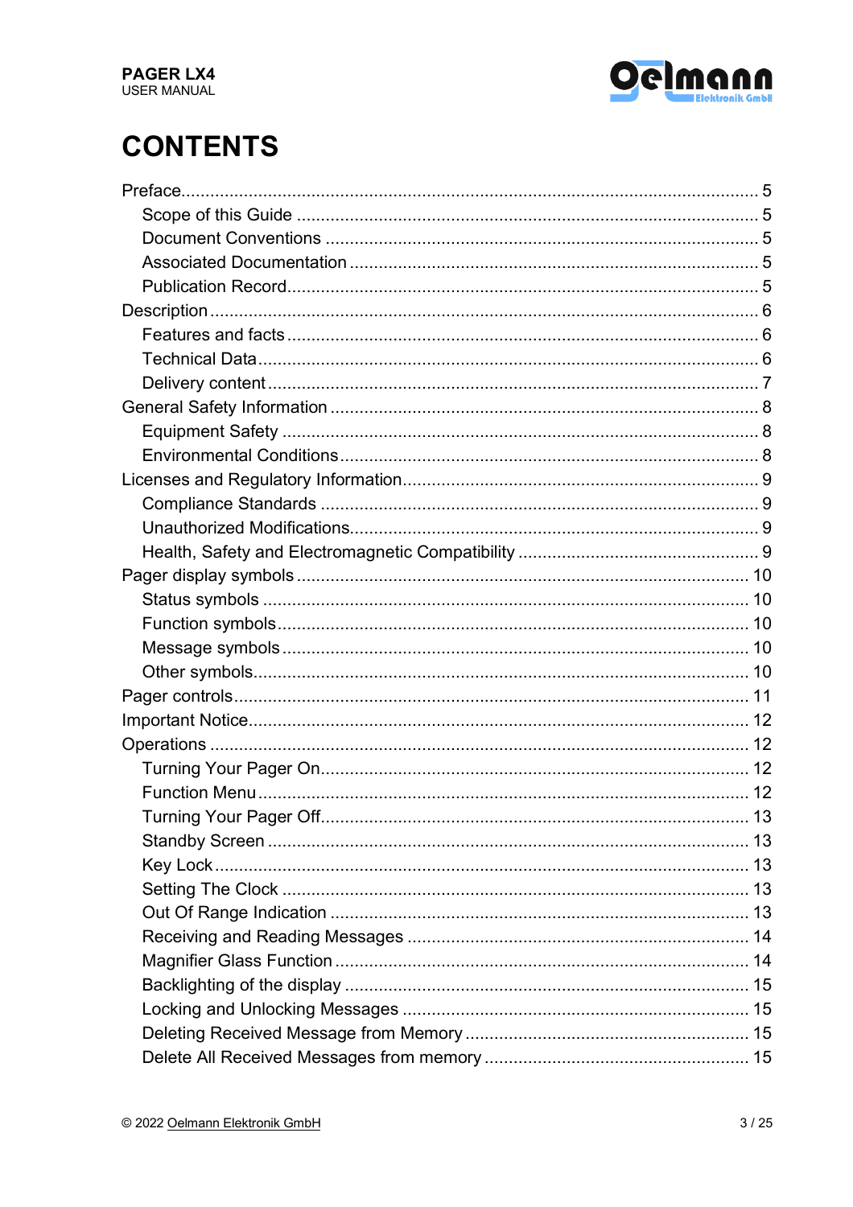# CONTENTS

- Preface ... 5
  - Scope of this Guide ... 5
  - Document Conventions ... 5
  - Associated Documentation ... 5
  - Publication Record ... 5
- Description ... 6
  - Features and facts ... 6
  - Technical Data ... 6
  - Delivery content ... 7
- General Safety Information ... 8
  - Equipment Safety ... 8
  - Environmental Conditions ... 8
- Licenses and Regulatory Information ... 9
  - Compliance Standards ... 9
  - Unauthorized Modifications ... 9
  - Health, Safety and Electromagnetic Compatibility ... 9
- Pager display symbols ... 10
  - Status symbols ... 10
  - Function symbols ... 10
  - Message symbols ... 10
  - Other symbols ... 10
- Pager controls ... 11
- Important Notice ... 12
- Operations ... 12
  - Turning Your Pager On ... 12
  - Function Menu ... 12
  - Turning Your Pager Off ... 13
  - Standby Screen ... 13
  - Key Lock ... 13
  - Setting The Clock ... 13
  - Out Of Range Indication ... 13
  - Receiving and Reading Messages ... 14
  - Magnifier Glass Function ... 14
  - Backlighting of the display ... 15
  - Locking and Unlocking Messages ... 15
  - Deleting Received Message from Memory ... 15
  - Delete All Received Messages from memory ... 15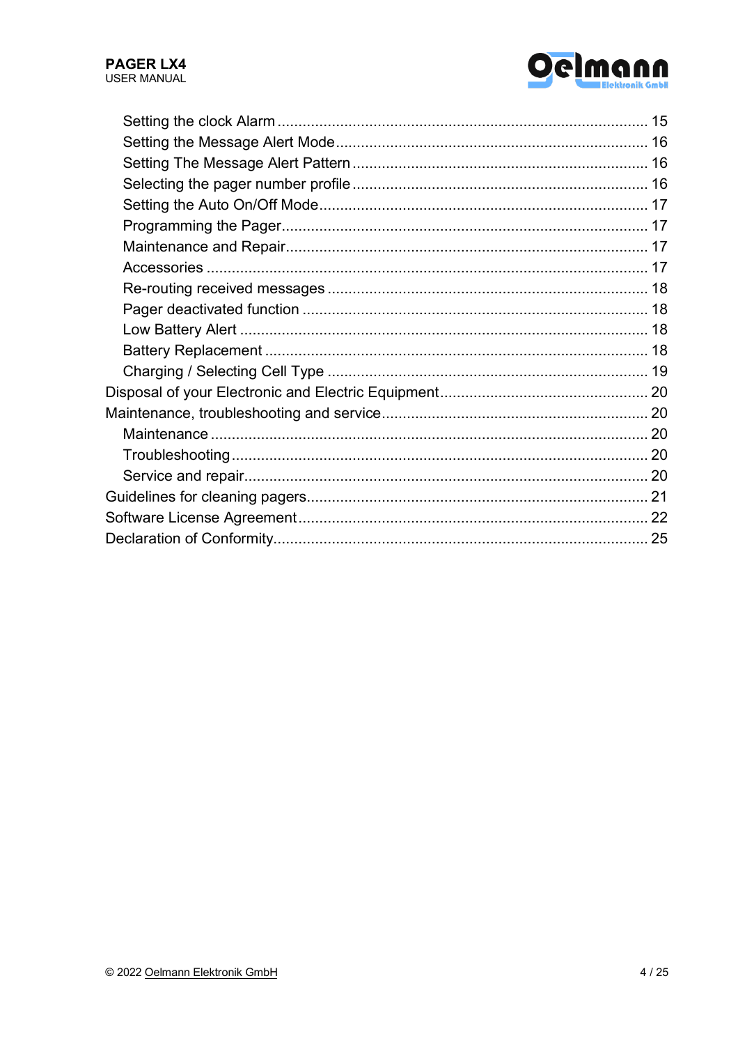- Setting the clock Alarm ........................................................................................ 15
- Setting the Message Alert Mode .......................................................................... 16
- Setting The Message Alert Pattern ...................................................................... 16
- Selecting the pager number profile ...................................................................... 16
- Setting the Auto On/Off Mode .............................................................................. 17
- Programming the Pager ....................................................................................... 17
- Maintenance and Repair ...................................................................................... 17
- Accessories ......................................................................................................... 17
- Re-routing received messages ............................................................................ 18
- Pager deactivated function .................................................................................. 18
- Low Battery Alert ................................................................................................. 18
- Battery Replacement ........................................................................................... 18
- Charging / Selecting Cell Type ............................................................................ 19

Disposal of your Electronic and Electric Equipment .................................................. 20

Maintenance, troubleshooting and service ................................................................ 20

- Maintenance ........................................................................................................ 20
- Troubleshooting ................................................................................................... 20
- Service and repair ................................................................................................ 20

Guidelines for cleaning pagers ................................................................................. 21

Software License Agreement .................................................................................... 22

Declaration of Conformity .......................................................................................... 25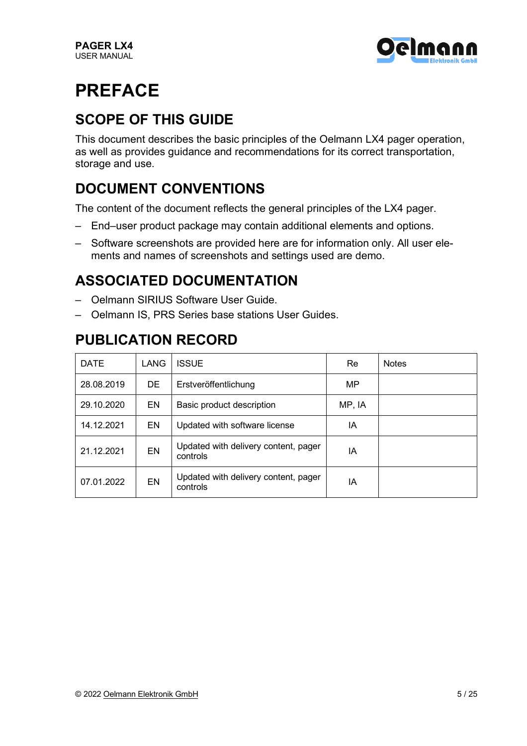# PREFACE

## SCOPE OF THIS GUIDE

This document describes the basic principles of the Oelmann LX4 pager operation, as well as provides guidance and recommendations for its correct transportation, storage and use.

## DOCUMENT CONVENTIONS

The content of the document reflects the general principles of the LX4 pager.

- End–user product package may contain additional elements and options.
- Software screenshots are provided here are for information only. All user elements and names of screenshots and settings used are demo.

## ASSOCIATED DOCUMENTATION

- Oelmann SIRIUS Software User Guide.
- Oelmann IS, PRS Series base stations User Guides.

## PUBLICATION RECORD

| DATE | LANG | ISSUE | Re | Notes |
|---|---|---|---|---|
| 28.08.2019 | DE | Erstveröffentlichung | MP | |
| 29.10.2020 | EN | Basic product description | MP, IA | |
| 14.12.2021 | EN | Updated with software license | IA | |
| 21.12.2021 | EN | Updated with delivery content, pager controls | IA | |
| 07.01.2022 | EN | Updated with delivery content, pager controls | IA | |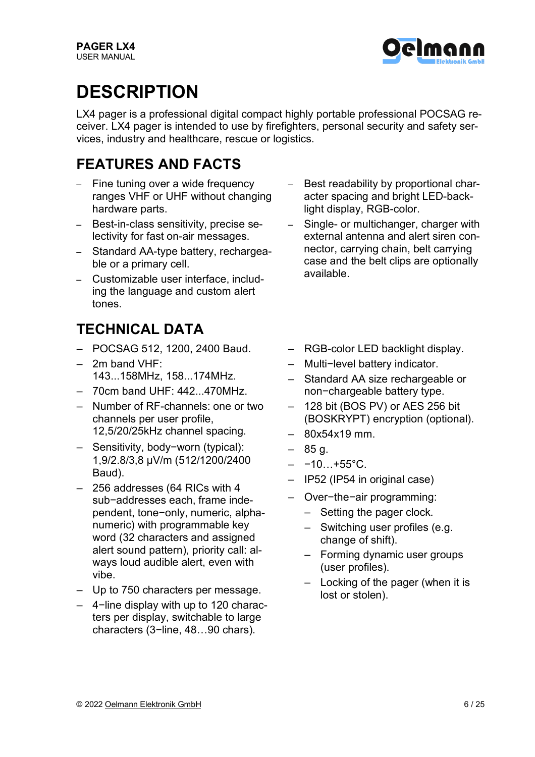# DESCRIPTION

LX4 pager is a professional digital compact highly portable professional POCSAG receiver. LX4 pager is intended to use by firefighters, personal security and safety services, industry and healthcare, rescue or logistics.

## FEATURES AND FACTS

- Fine tuning over a wide frequency ranges VHF or UHF without changing hardware parts.
- Best-in-class sensitivity, precise selectivity for fast on-air messages.
- Standard AA-type battery, rechargeable or a primary cell.
- Customizable user interface, including the language and custom alert tones.
- Best readability by proportional character spacing and bright LED-backlight display, RGB-color.
- Single- or multichanger, charger with external antenna and alert siren connector, carrying chain, belt carrying case and the belt clips are optionally available.

## TECHNICAL DATA

- POCSAG 512, 1200, 2400 Baud.
- 2m band VHF: 143...158MHz, 158...174MHz.
- 70cm band UHF: 442...470MHz.
- Number of RF-channels: one or two channels per user profile, 12,5/20/25kHz channel spacing.
- Sensitivity, body−worn (typical): 1,9/2.8/3,8 µV/m (512/1200/2400 Baud).
- 256 addresses (64 RICs with 4 sub−addresses each, frame independent, tone−only, numeric, alphanumeric) with programmable key word (32 characters and assigned alert sound pattern), priority call: always loud audible alert, even with vibe.
- Up to 750 characters per message.
- 4−line display with up to 120 characters per display, switchable to large characters (3−line, 48…90 chars).
- RGB-color LED backlight display.
- Multi−level battery indicator.
- Standard AA size rechargeable or non−chargeable battery type.
- 128 bit (BOS PV) or AES 256 bit (BOSKRYPT) encryption (optional).
- 80x54x19 mm.
- 85 g.
- −10…+55°C.
- IP52 (IP54 in original case)
- Over−the−air programming:
  - Setting the pager clock.
  - Switching user profiles (e.g. change of shift).
  - Forming dynamic user groups (user profiles).
  - Locking of the pager (when it is lost or stolen).

© 2022 Oelmann Elektronik GmbH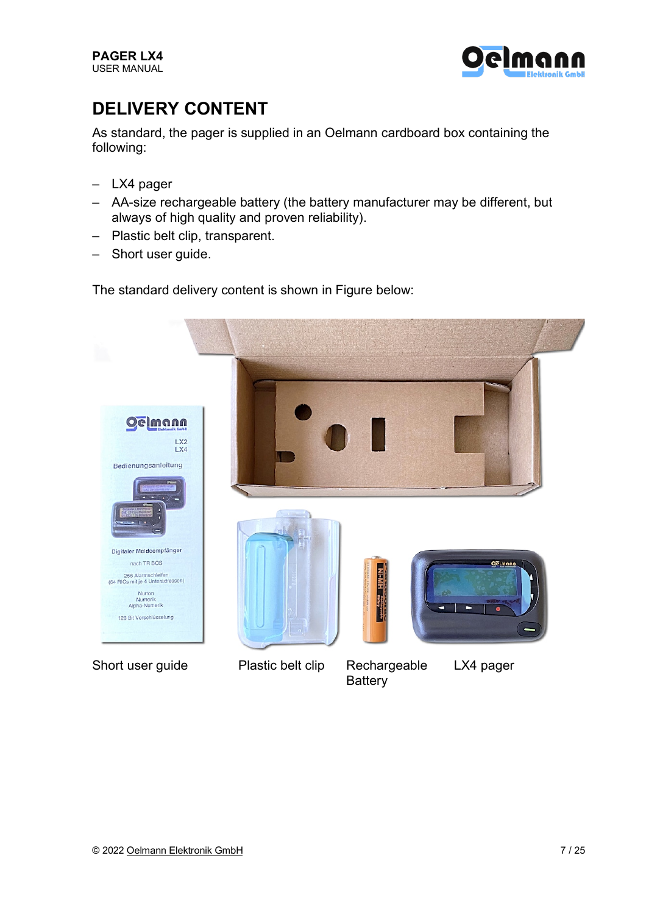# DELIVERY CONTENT

As standard, the pager is supplied in an Oelmann cardboard box containing the following:

- LX4 pager
- AA-size rechargeable battery (the battery manufacturer may be different, but always of high quality and proven reliability).
- Plastic belt clip, transparent.
- Short user guide.

The standard delivery content is shown in Figure below:

Short user guide    Plastic belt clip    Rechargeable Battery    LX4 pager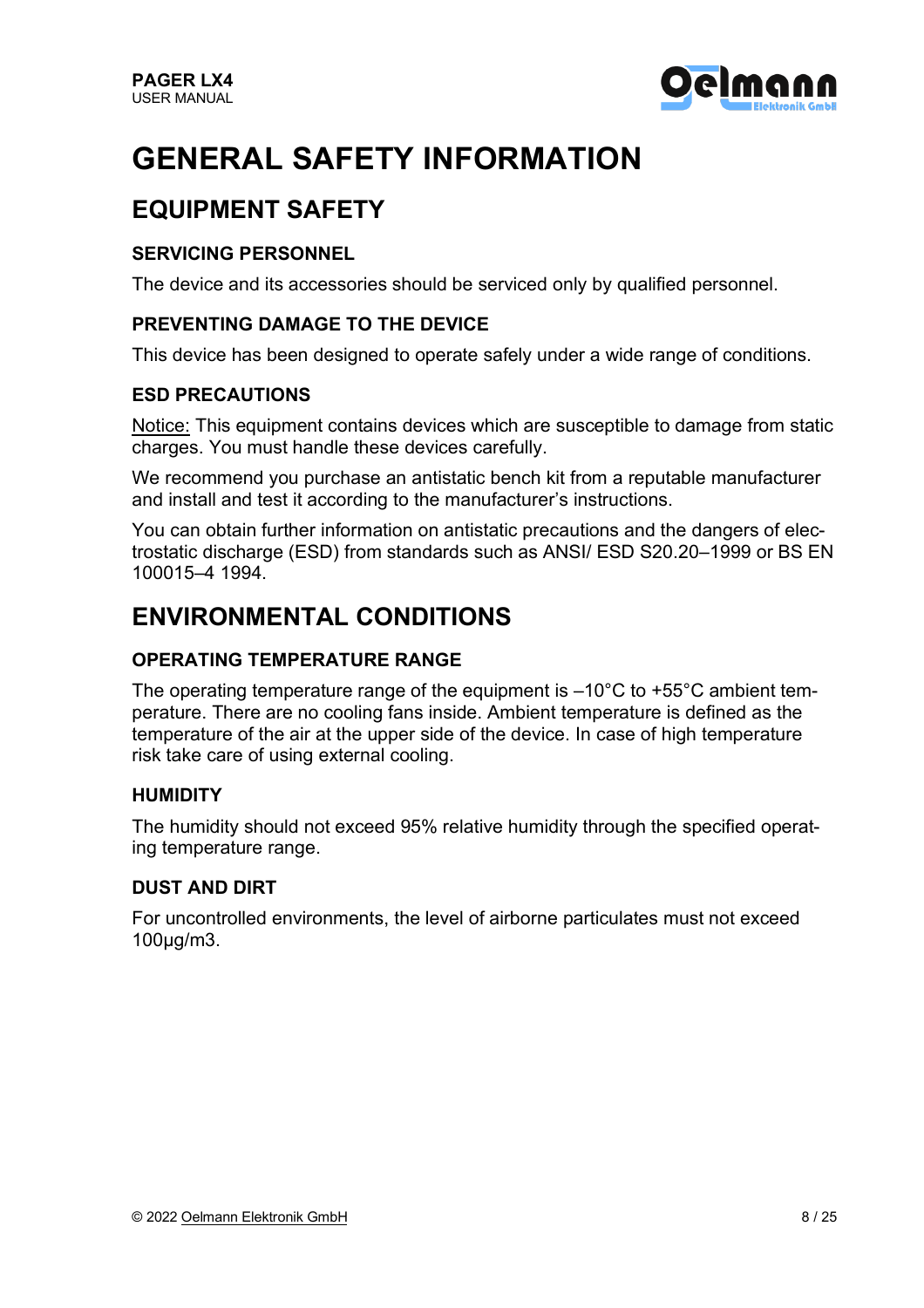# GENERAL SAFETY INFORMATION

## EQUIPMENT SAFETY

### SERVICING PERSONNEL

The device and its accessories should be serviced only by qualified personnel.

### PREVENTING DAMAGE TO THE DEVICE

This device has been designed to operate safely under a wide range of conditions.

### ESD PRECAUTIONS

Notice: This equipment contains devices which are susceptible to damage from static charges. You must handle these devices carefully.

We recommend you purchase an antistatic bench kit from a reputable manufacturer and install and test it according to the manufacturer's instructions.

You can obtain further information on antistatic precautions and the dangers of electrostatic discharge (ESD) from standards such as ANSI/ ESD S20.20–1999 or BS EN 100015–4 1994.

## ENVIRONMENTAL CONDITIONS

### OPERATING TEMPERATURE RANGE

The operating temperature range of the equipment is –10°C to +55°C ambient temperature. There are no cooling fans inside. Ambient temperature is defined as the temperature of the air at the upper side of the device. In case of high temperature risk take care of using external cooling.

### HUMIDITY

The humidity should not exceed 95% relative humidity through the specified operating temperature range.

### DUST AND DIRT

For uncontrolled environments, the level of airborne particulates must not exceed 100µg/m3.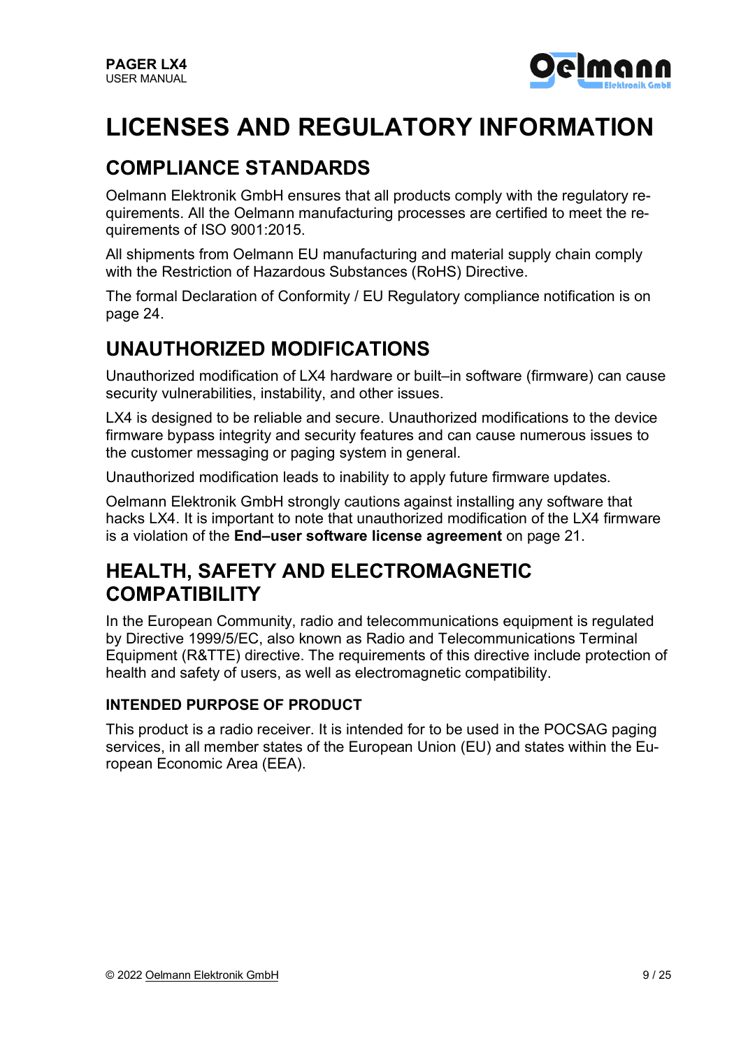# LICENSES AND REGULATORY INFORMATION

## COMPLIANCE STANDARDS

Oelmann Elektronik GmbH ensures that all products comply with the regulatory requirements. All the Oelmann manufacturing processes are certified to meet the requirements of ISO 9001:2015.

All shipments from Oelmann EU manufacturing and material supply chain comply with the Restriction of Hazardous Substances (RoHS) Directive.

The formal Declaration of Conformity / EU Regulatory compliance notification is on page 24.

## UNAUTHORIZED MODIFICATIONS

Unauthorized modification of LX4 hardware or built–in software (firmware) can cause security vulnerabilities, instability, and other issues.

LX4 is designed to be reliable and secure. Unauthorized modifications to the device firmware bypass integrity and security features and can cause numerous issues to the customer messaging or paging system in general.

Unauthorized modification leads to inability to apply future firmware updates.

Oelmann Elektronik GmbH strongly cautions against installing any software that hacks LX4. It is important to note that unauthorized modification of the LX4 firmware is a violation of the **End–user software license agreement** on page 21.

## HEALTH, SAFETY AND ELECTROMAGNETIC COMPATIBILITY

In the European Community, radio and telecommunications equipment is regulated by Directive 1999/5/EC, also known as Radio and Telecommunications Terminal Equipment (R&TTE) directive. The requirements of this directive include protection of health and safety of users, as well as electromagnetic compatibility.

### INTENDED PURPOSE OF PRODUCT

This product is a radio receiver. It is intended for to be used in the POCSAG paging services, in all member states of the European Union (EU) and states within the European Economic Area (EEA).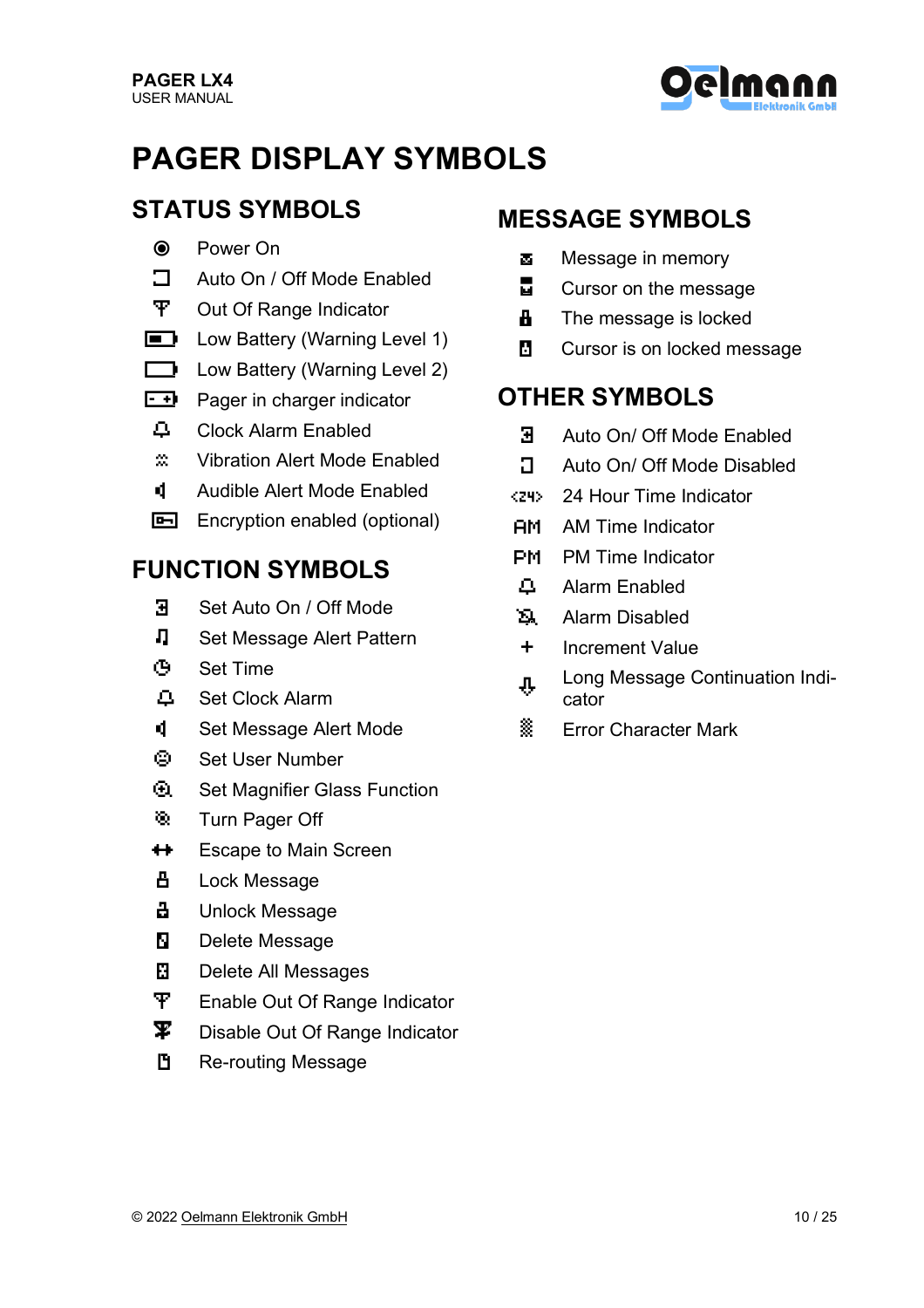# PAGER DISPLAY SYMBOLS

## STATUS SYMBOLS

- Power On
- Auto On / Off Mode Enabled
- Out Of Range Indicator
- Low Battery (Warning Level 1)
- Low Battery (Warning Level 2)
- Pager in charger indicator
- Clock Alarm Enabled
- Vibration Alert Mode Enabled
- Audible Alert Mode Enabled
- Encryption enabled (optional)

## FUNCTION SYMBOLS

- Set Auto On / Off Mode
- Set Message Alert Pattern
- Set Time
- Set Clock Alarm
- Set Message Alert Mode
- Set User Number
- Set Magnifier Glass Function
- Turn Pager Off
- Escape to Main Screen
- Lock Message
- Unlock Message
- Delete Message
- Delete All Messages
- Enable Out Of Range Indicator
- Disable Out Of Range Indicator
- Re-routing Message

## MESSAGE SYMBOLS

- Message in memory
- Cursor on the message
- The message is locked
- Cursor is on locked message

## OTHER SYMBOLS

- Auto On/ Off Mode Enabled
- Auto On/ Off Mode Disabled
- <24> 24 Hour Time Indicator
- AM AM Time Indicator
- PM PM Time Indicator
- Alarm Enabled
- Alarm Disabled
- \+ Increment Value
- Long Message Continuation Indicator
- Error Character Mark

© 2022 Oelmann Elektronik GmbH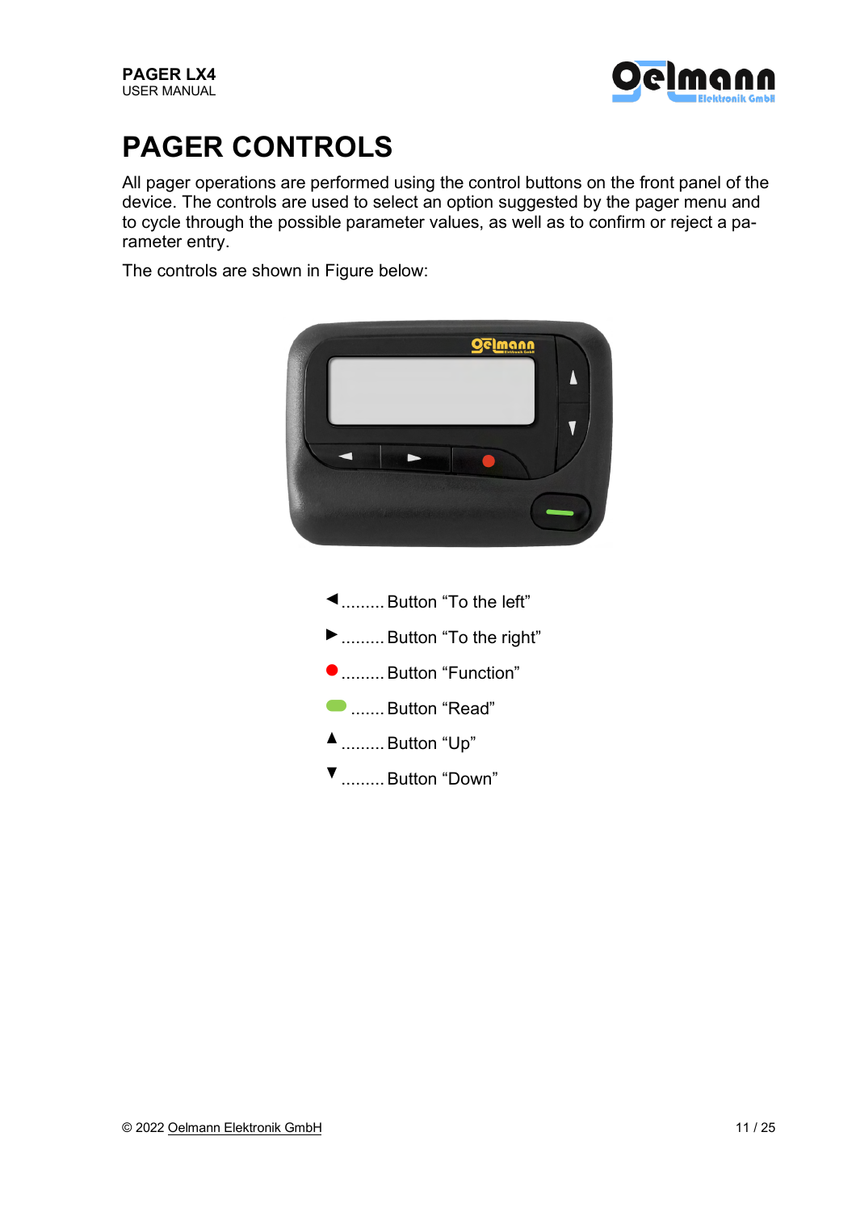# PAGER CONTROLS

All pager operations are performed using the control buttons on the front panel of the device. The controls are used to select an option suggested by the pager menu and to cycle through the possible parameter values, as well as to confirm or reject a parameter entry.

The controls are shown in Figure below:

◄......... Button "To the left"

►......... Button "To the right"

●......... Button "Function"

▬ ....... Button "Read"

▲......... Button "Up"

▼......... Button "Down"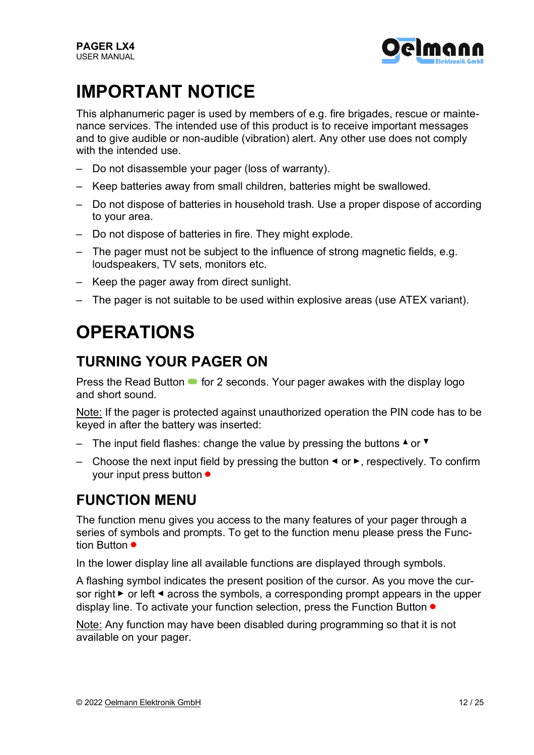# IMPORTANT NOTICE

This alphanumeric pager is used by members of e.g. fire brigades, rescue or maintenance services. The intended use of this product is to receive important messages and to give audible or non-audible (vibration) alert. Any other use does not comply with the intended use.

- Do not disassemble your pager (loss of warranty).
- Keep batteries away from small children, batteries might be swallowed.
- Do not dispose of batteries in household trash. Use a proper dispose of according to your area.
- Do not dispose of batteries in fire. They might explode.
- The pager must not be subject to the influence of strong magnetic fields, e.g. loudspeakers, TV sets, monitors etc.
- Keep the pager away from direct sunlight.
- The pager is not suitable to be used within explosive areas (use ATEX variant).

# OPERATIONS

## TURNING YOUR PAGER ON

Press the Read Button ● for 2 seconds. Your pager awakes with the display logo and short sound.

Note: If the pager is protected against unauthorized operation the PIN code has to be keyed in after the battery was inserted:

- The input field flashes: change the value by pressing the buttons ▲ or ▼
- Choose the next input field by pressing the button ◄ or ►, respectively. To confirm your input press button ●

## FUNCTION MENU

The function menu gives you access to the many features of your pager through a series of symbols and prompts. To get to the function menu please press the Function Button ●

In the lower display line all available functions are displayed through symbols.

A flashing symbol indicates the present position of the cursor. As you move the cursor right ► or left ◄ across the symbols, a corresponding prompt appears in the upper display line. To activate your function selection, press the Function Button ●

Note: Any function may have been disabled during programming so that it is not available on your pager.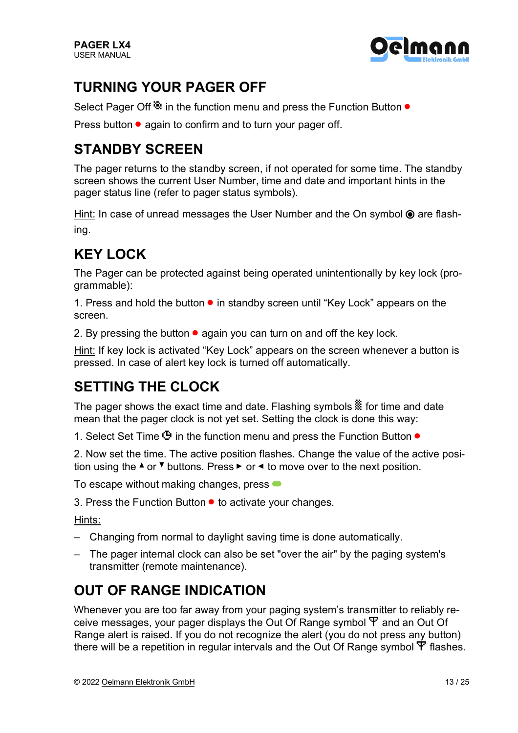## TURNING YOUR PAGER OFF

Select Pager Off in the function menu and press the Function Button ●

Press button ● again to confirm and to turn your pager off.

## STANDBY SCREEN

The pager returns to the standby screen, if not operated for some time. The standby screen shows the current User Number, time and date and important hints in the pager status line (refer to pager status symbols).

Hint: In case of unread messages the User Number and the On symbol ◉ are flashing.

## KEY LOCK

The Pager can be protected against being operated unintentionally by key lock (programmable):

1. Press and hold the button ● in standby screen until "Key Lock" appears on the screen.

2. By pressing the button ● again you can turn on and off the key lock.

Hint: If key lock is activated "Key Lock" appears on the screen whenever a button is pressed. In case of alert key lock is turned off automatically.

## SETTING THE CLOCK

The pager shows the exact time and date. Flashing symbols for time and date mean that the pager clock is not yet set. Setting the clock is done this way:

1. Select Set Time in the function menu and press the Function Button ●

2. Now set the time. The active position flashes. Change the value of the active position using the ▲ or ▼ buttons. Press ► or ◄ to move over to the next position.

To escape without making changes, press

3. Press the Function Button ● to activate your changes.

Hints:

- Changing from normal to daylight saving time is done automatically.
- The pager internal clock can also be set "over the air" by the paging system's transmitter (remote maintenance).

## OUT OF RANGE INDICATION

Whenever you are too far away from your paging system's transmitter to reliably receive messages, your pager displays the Out Of Range symbol and an Out Of Range alert is raised. If you do not recognize the alert (you do not press any button) there will be a repetition in regular intervals and the Out Of Range symbol flashes.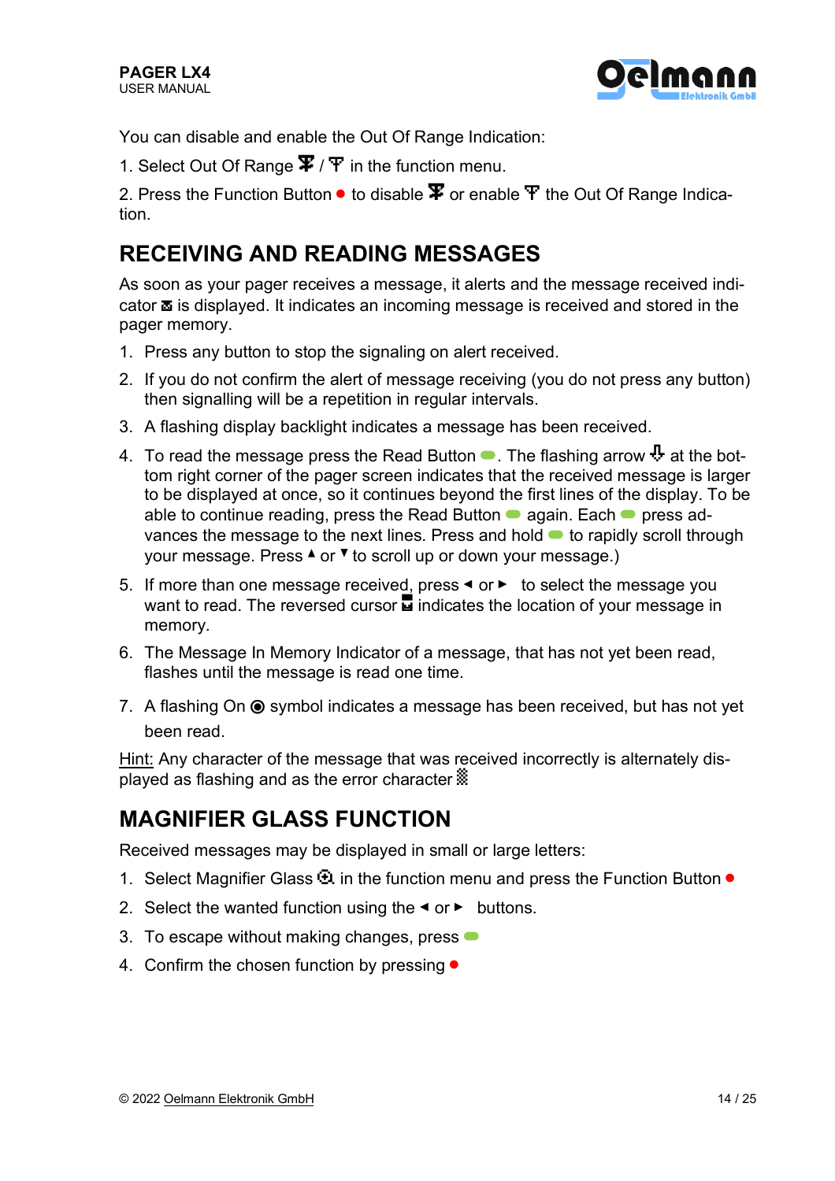You can disable and enable the Out Of Range Indication:

1. Select Out Of Range 𝚿 / 𝚿 in the function menu.

2. Press the Function Button ● to disable 𝚿 or enable 𝚿 the Out Of Range Indication.

## RECEIVING AND READING MESSAGES

As soon as your pager receives a message, it alerts and the message received indicator ✉ is displayed. It indicates an incoming message is received and stored in the pager memory.

1. Press any button to stop the signaling on alert received.
2. If you do not confirm the alert of message receiving (you do not press any button) then signalling will be a repetition in regular intervals.
3. A flashing display backlight indicates a message has been received.
4. To read the message press the Read Button ▬. The flashing arrow ⇩ at the bottom right corner of the pager screen indicates that the received message is larger to be displayed at once, so it continues beyond the first lines of the display. To be able to continue reading, press the Read Button ▬ again. Each ▬ press advances the message to the next lines. Press and hold ▬ to rapidly scroll through your message. Press ▴ or ▾ to scroll up or down your message.)
5. If more than one message received, press ◂ or ▸ to select the message you want to read. The reversed cursor ▆ indicates the location of your message in memory.
6. The Message In Memory Indicator of a message, that has not yet been read, flashes until the message is read one time.
7. A flashing On ◉ symbol indicates a message has been received, but has not yet been read.

Hint: Any character of the message that was received incorrectly is alternately displayed as flashing and as the error character ▒

## MAGNIFIER GLASS FUNCTION

Received messages may be displayed in small or large letters:

1. Select Magnifier Glass 🔍 in the function menu and press the Function Button ●
2. Select the wanted function using the ◂ or ▸ buttons.
3. To escape without making changes, press ▬
4. Confirm the chosen function by pressing ●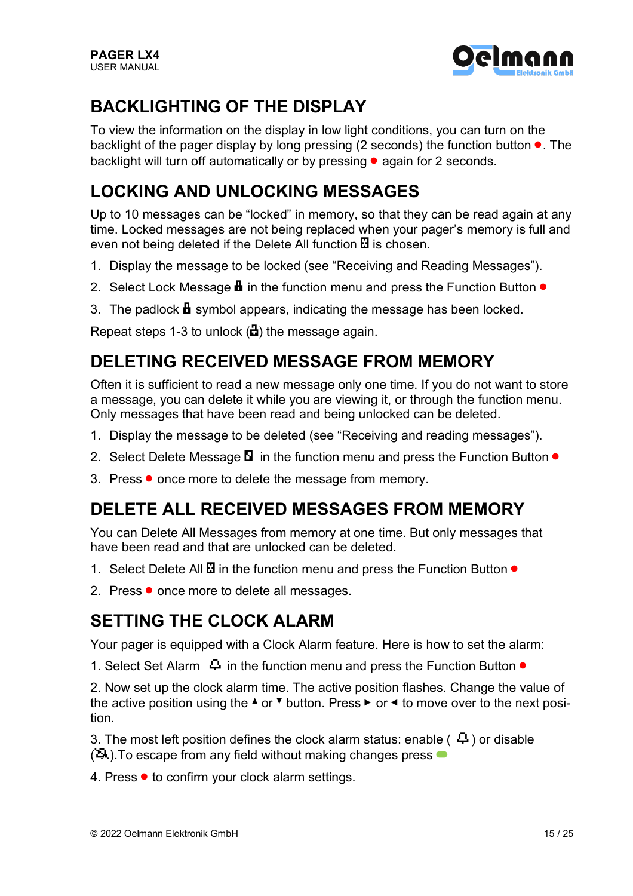## BACKLIGHTING OF THE DISPLAY

To view the information on the display in low light conditions, you can turn on the backlight of the pager display by long pressing (2 seconds) the function button ●. The backlight will turn off automatically or by pressing ● again for 2 seconds.

## LOCKING AND UNLOCKING MESSAGES

Up to 10 messages can be "locked" in memory, so that they can be read again at any time. Locked messages are not being replaced when your pager's memory is full and even not being deleted if the Delete All function is chosen.

1. Display the message to be locked (see "Receiving and Reading Messages").
2. Select Lock Message in the function menu and press the Function Button ●
3. The padlock symbol appears, indicating the message has been locked.

Repeat steps 1-3 to unlock ( ) the message again.

## DELETING RECEIVED MESSAGE FROM MEMORY

Often it is sufficient to read a new message only one time. If you do not want to store a message, you can delete it while you are viewing it, or through the function menu. Only messages that have been read and being unlocked can be deleted.

1. Display the message to be deleted (see "Receiving and reading messages").
2. Select Delete Message in the function menu and press the Function Button ●
3. Press ● once more to delete the message from memory.

## DELETE ALL RECEIVED MESSAGES FROM MEMORY

You can Delete All Messages from memory at one time. But only messages that have been read and that are unlocked can be deleted.

1. Select Delete All in the function menu and press the Function Button ●
2. Press ● once more to delete all messages.

## SETTING THE CLOCK ALARM

Your pager is equipped with a Clock Alarm feature. Here is how to set the alarm:

1. Select Set Alarm in the function menu and press the Function Button ●

2. Now set up the clock alarm time. The active position flashes. Change the value of the active position using the ▲ or ▼ button. Press ► or ◄ to move over to the next position.

3. The most left position defines the clock alarm status: enable ( ) or disable ( ).To escape from any field without making changes press

4. Press ● to confirm your clock alarm settings.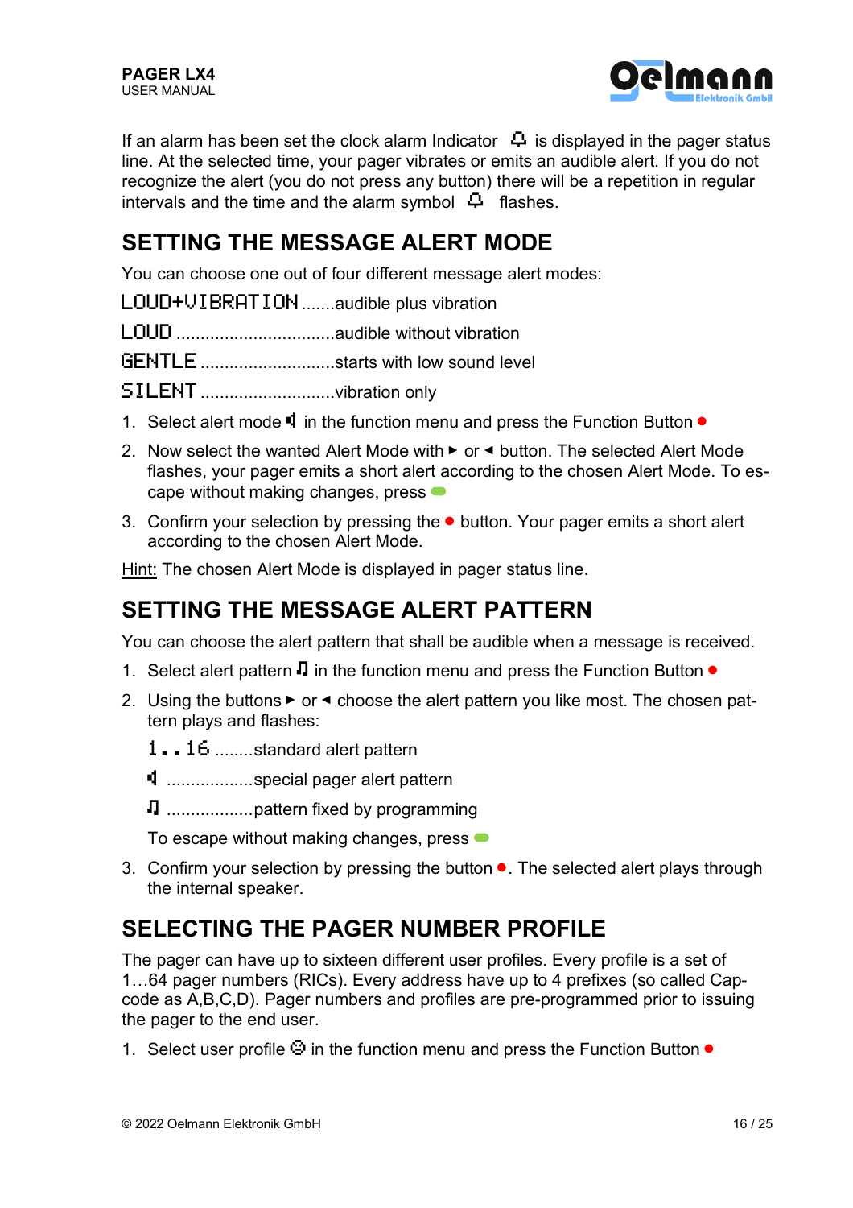If an alarm has been set the clock alarm Indicator 🔔 is displayed in the pager status line. At the selected time, your pager vibrates or emits an audible alert. If you do not recognize the alert (you do not press any button) there will be a repetition in regular intervals and the time and the alarm symbol 🔔 flashes.

## SETTING THE MESSAGE ALERT MODE

You can choose one out of four different message alert modes:

LOUD+VIBRATION .......audible plus vibration

LOUD .................................audible without vibration

GENTLE ............................starts with low sound level

SILENT ............................vibration only

1. Select alert mode 🔈 in the function menu and press the Function Button ●
2. Now select the wanted Alert Mode with ► or ◄ button. The selected Alert Mode flashes, your pager emits a short alert according to the chosen Alert Mode. To escape without making changes, press ▬
3. Confirm your selection by pressing the ● button. Your pager emits a short alert according to the chosen Alert Mode.

Hint: The chosen Alert Mode is displayed in pager status line.

## SETTING THE MESSAGE ALERT PATTERN

You can choose the alert pattern that shall be audible when a message is received.

1. Select alert pattern ♫ in the function menu and press the Function Button ●
2. Using the buttons ► or ◄ choose the alert pattern you like most. The chosen pattern plays and flashes:

   1..16 ........standard alert pattern

   🔈 ..................special pager alert pattern

   ♫ ..................pattern fixed by programming

   To escape without making changes, press ▬
3. Confirm your selection by pressing the button ●. The selected alert plays through the internal speaker.

## SELECTING THE PAGER NUMBER PROFILE

The pager can have up to sixteen different user profiles. Every profile is a set of 1…64 pager numbers (RICs). Every address have up to 4 prefixes (so called Capcode as A,B,C,D). Pager numbers and profiles are pre-programmed prior to issuing the pager to the end user.

1. Select user profile ☺ in the function menu and press the Function Button ●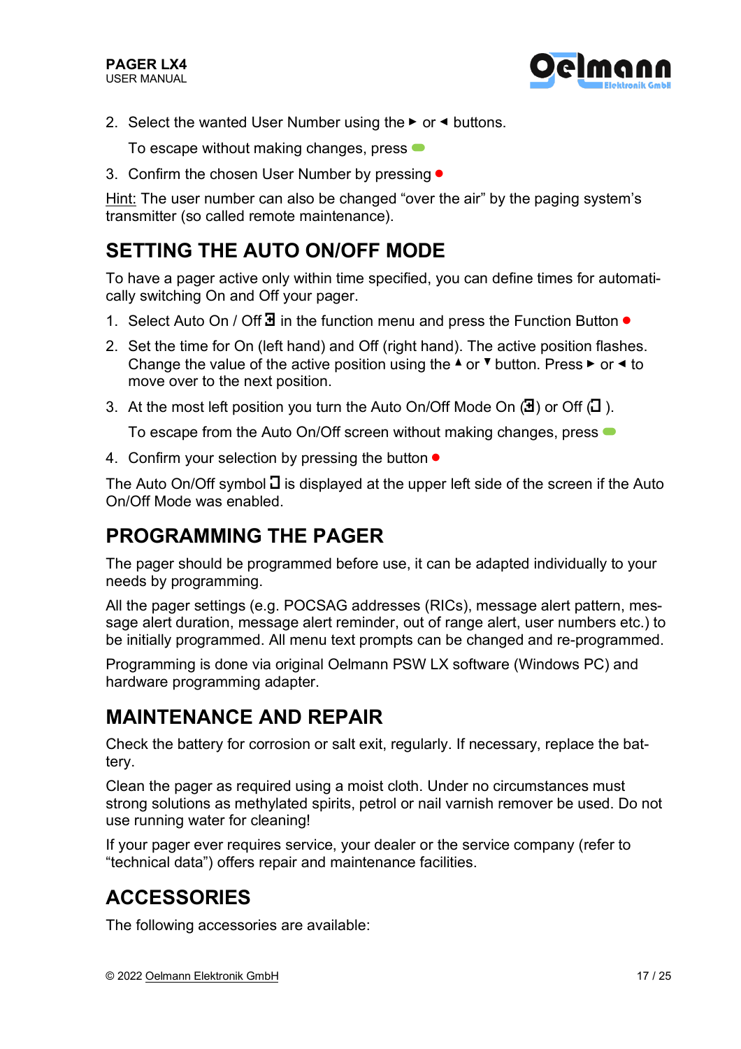2. Select the wanted User Number using the ► or ◄ buttons.

   To escape without making changes, press ▬

3. Confirm the chosen User Number by pressing ●

Hint: The user number can also be changed "over the air" by the paging system's transmitter (so called remote maintenance).

## SETTING THE AUTO ON/OFF MODE

To have a pager active only within time specified, you can define times for automatically switching On and Off your pager.

1. Select Auto On / Off in the function menu and press the Function Button ●
2. Set the time for On (left hand) and Off (right hand). The active position flashes. Change the value of the active position using the ▲ or ▼ button. Press ► or ◄ to move over to the next position.
3. At the most left position you turn the Auto On/Off Mode On ( ) or Off ( ).

   To escape from the Auto On/Off screen without making changes, press ▬

4. Confirm your selection by pressing the button ●

The Auto On/Off symbol is displayed at the upper left side of the screen if the Auto On/Off Mode was enabled.

## PROGRAMMING THE PAGER

The pager should be programmed before use, it can be adapted individually to your needs by programming.

All the pager settings (e.g. POCSAG addresses (RICs), message alert pattern, message alert duration, message alert reminder, out of range alert, user numbers etc.) to be initially programmed. All menu text prompts can be changed and re-programmed.

Programming is done via original Oelmann PSW LX software (Windows PC) and hardware programming adapter.

## MAINTENANCE AND REPAIR

Check the battery for corrosion or salt exit, regularly. If necessary, replace the battery.

Clean the pager as required using a moist cloth. Under no circumstances must strong solutions as methylated spirits, petrol or nail varnish remover be used. Do not use running water for cleaning!

If your pager ever requires service, your dealer or the service company (refer to "technical data") offers repair and maintenance facilities.

## ACCESSORIES

The following accessories are available: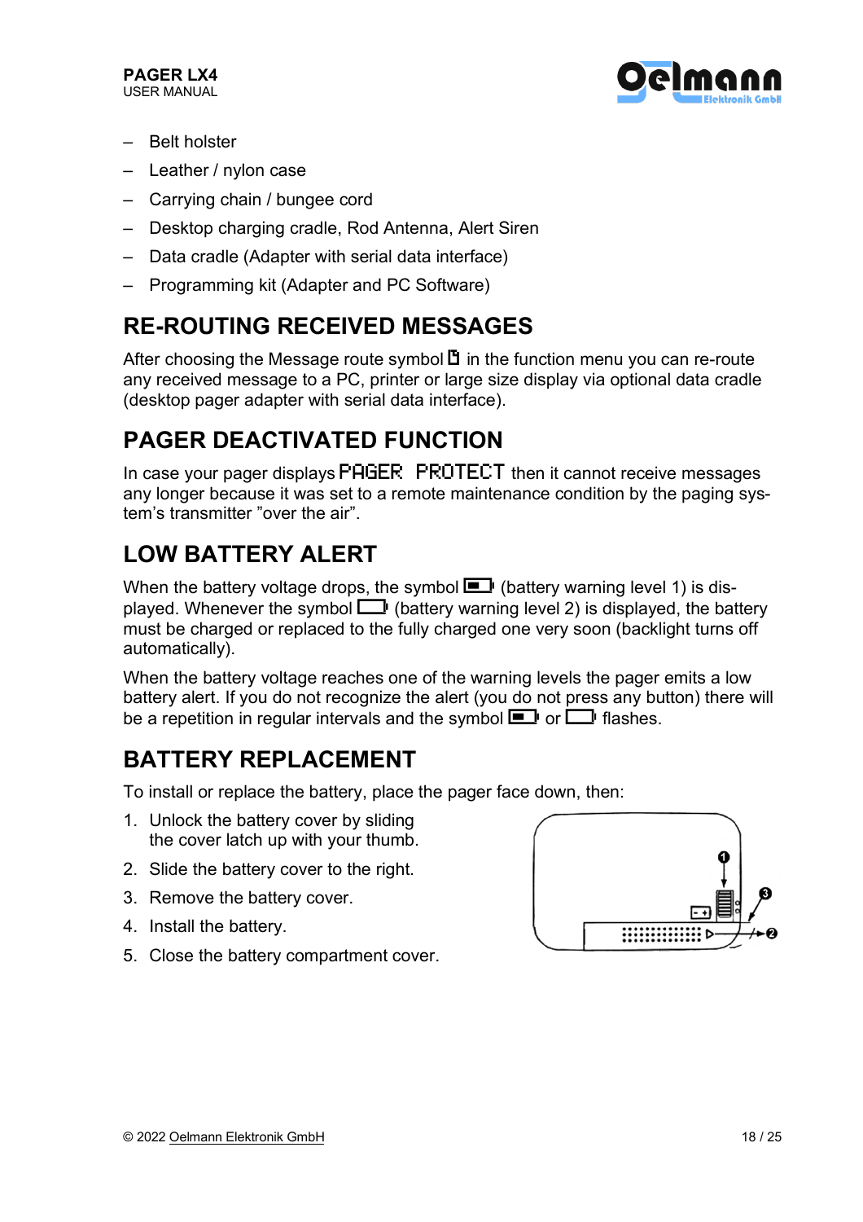– Belt holster
– Leather / nylon case
– Carrying chain / bungee cord
– Desktop charging cradle, Rod Antenna, Alert Siren
– Data cradle (Adapter with serial data interface)
– Programming kit (Adapter and PC Software)

## RE-ROUTING RECEIVED MESSAGES

After choosing the Message route symbol in the function menu you can re-route any received message to a PC, printer or large size display via optional data cradle (desktop pager adapter with serial data interface).

## PAGER DEACTIVATED FUNCTION

In case your pager displays PAGER PROTECT then it cannot receive messages any longer because it was set to a remote maintenance condition by the paging system's transmitter "over the air".

## LOW BATTERY ALERT

When the battery voltage drops, the symbol (battery warning level 1) is displayed. Whenever the symbol (battery warning level 2) is displayed, the battery must be charged or replaced to the fully charged one very soon (backlight turns off automatically).

When the battery voltage reaches one of the warning levels the pager emits a low battery alert. If you do not recognize the alert (you do not press any button) there will be a repetition in regular intervals and the symbol or flashes.

## BATTERY REPLACEMENT

To install or replace the battery, place the pager face down, then:

1. Unlock the battery cover by sliding the cover latch up with your thumb.
2. Slide the battery cover to the right.
3. Remove the battery cover.
4. Install the battery.
5. Close the battery compartment cover.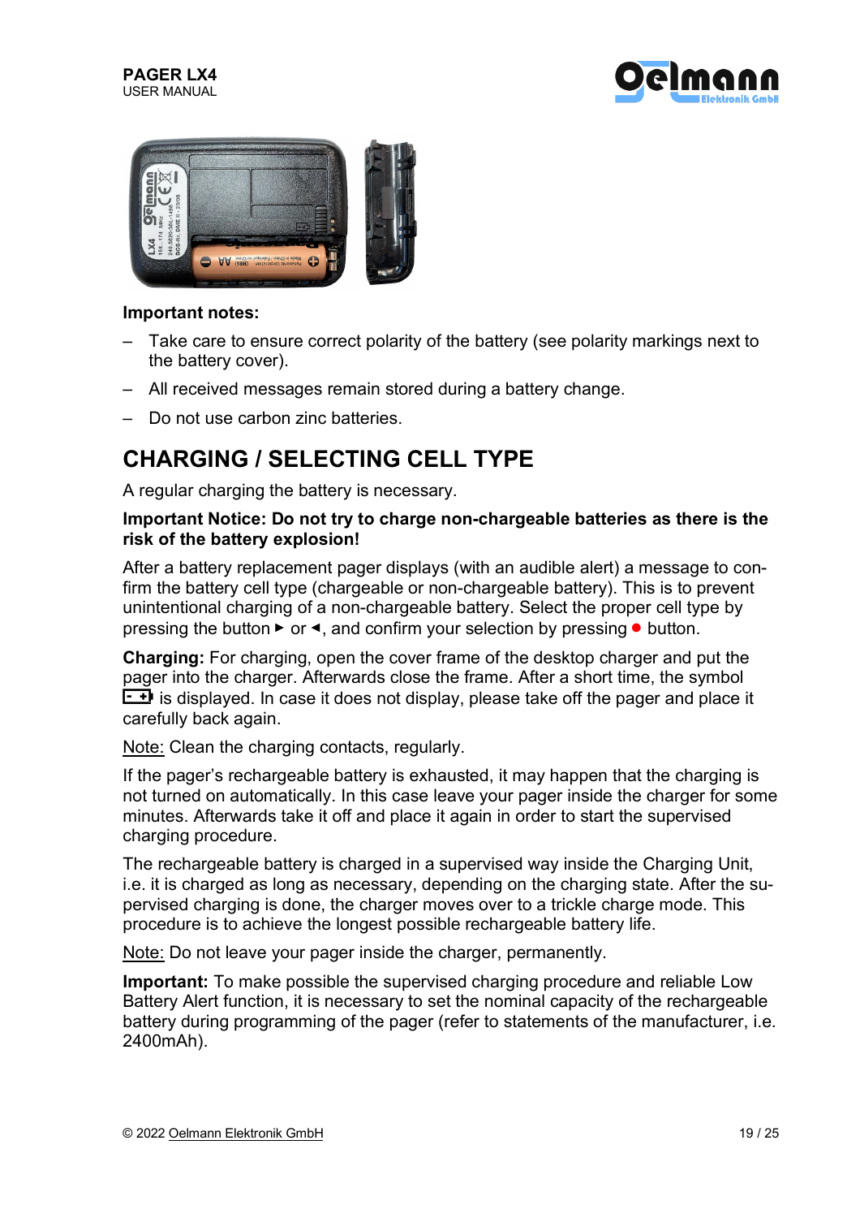**Important notes:**

- Take care to ensure correct polarity of the battery (see polarity markings next to the battery cover).
- All received messages remain stored during a battery change.
- Do not use carbon zinc batteries.

## CHARGING / SELECTING CELL TYPE

A regular charging the battery is necessary.

**Important Notice: Do not try to charge non-chargeable batteries as there is the risk of the battery explosion!**

After a battery replacement pager displays (with an audible alert) a message to confirm the battery cell type (chargeable or non-chargeable battery). This is to prevent unintentional charging of a non-chargeable battery. Select the proper cell type by pressing the button ► or ◄, and confirm your selection by pressing ● button.

**Charging:** For charging, open the cover frame of the desktop charger and put the pager into the charger. Afterwards close the frame. After a short time, the symbol [- +] is displayed. In case it does not display, please take off the pager and place it carefully back again.

Note: Clean the charging contacts, regularly.

If the pager's rechargeable battery is exhausted, it may happen that the charging is not turned on automatically. In this case leave your pager inside the charger for some minutes. Afterwards take it off and place it again in order to start the supervised charging procedure.

The rechargeable battery is charged in a supervised way inside the Charging Unit, i.e. it is charged as long as necessary, depending on the charging state. After the supervised charging is done, the charger moves over to a trickle charge mode. This procedure is to achieve the longest possible rechargeable battery life.

Note: Do not leave your pager inside the charger, permanently.

**Important:** To make possible the supervised charging procedure and reliable Low Battery Alert function, it is necessary to set the nominal capacity of the rechargeable battery during programming of the pager (refer to statements of the manufacturer, i.e. 2400mAh).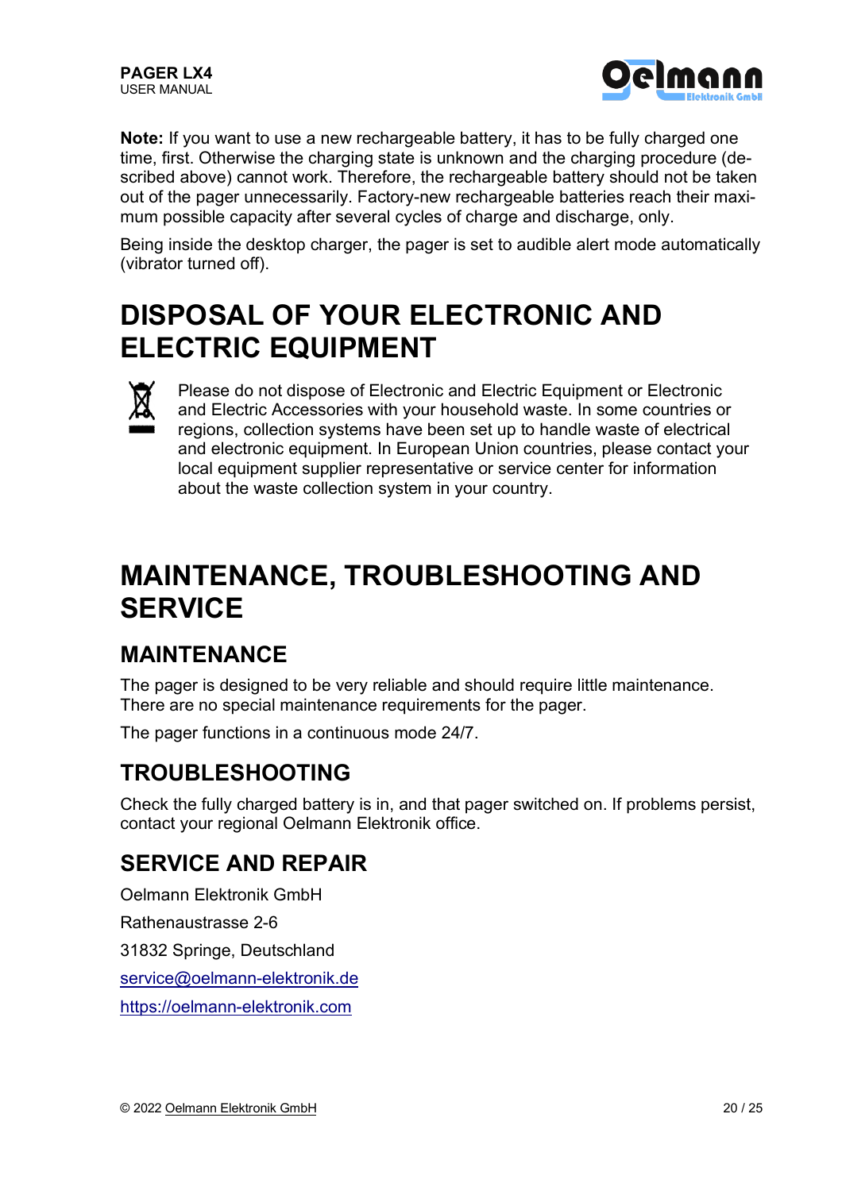**Note:** If you want to use a new rechargeable battery, it has to be fully charged one time, first. Otherwise the charging state is unknown and the charging procedure (described above) cannot work. Therefore, the rechargeable battery should not be taken out of the pager unnecessarily. Factory-new rechargeable batteries reach their maximum possible capacity after several cycles of charge and discharge, only.

Being inside the desktop charger, the pager is set to audible alert mode automatically (vibrator turned off).

# DISPOSAL OF YOUR ELECTRONIC AND ELECTRIC EQUIPMENT

Please do not dispose of Electronic and Electric Equipment or Electronic and Electric Accessories with your household waste. In some countries or regions, collection systems have been set up to handle waste of electrical and electronic equipment. In European Union countries, please contact your local equipment supplier representative or service center for information about the waste collection system in your country.

# MAINTENANCE, TROUBLESHOOTING AND SERVICE

## MAINTENANCE

The pager is designed to be very reliable and should require little maintenance. There are no special maintenance requirements for the pager.

The pager functions in a continuous mode 24/7.

## TROUBLESHOOTING

Check the fully charged battery is in, and that pager switched on. If problems persist, contact your regional Oelmann Elektronik office.

## SERVICE AND REPAIR

Oelmann Elektronik GmbH

Rathenaustrasse 2-6

31832 Springe, Deutschland

service@oelmann-elektronik.de

https://oelmann-elektronik.com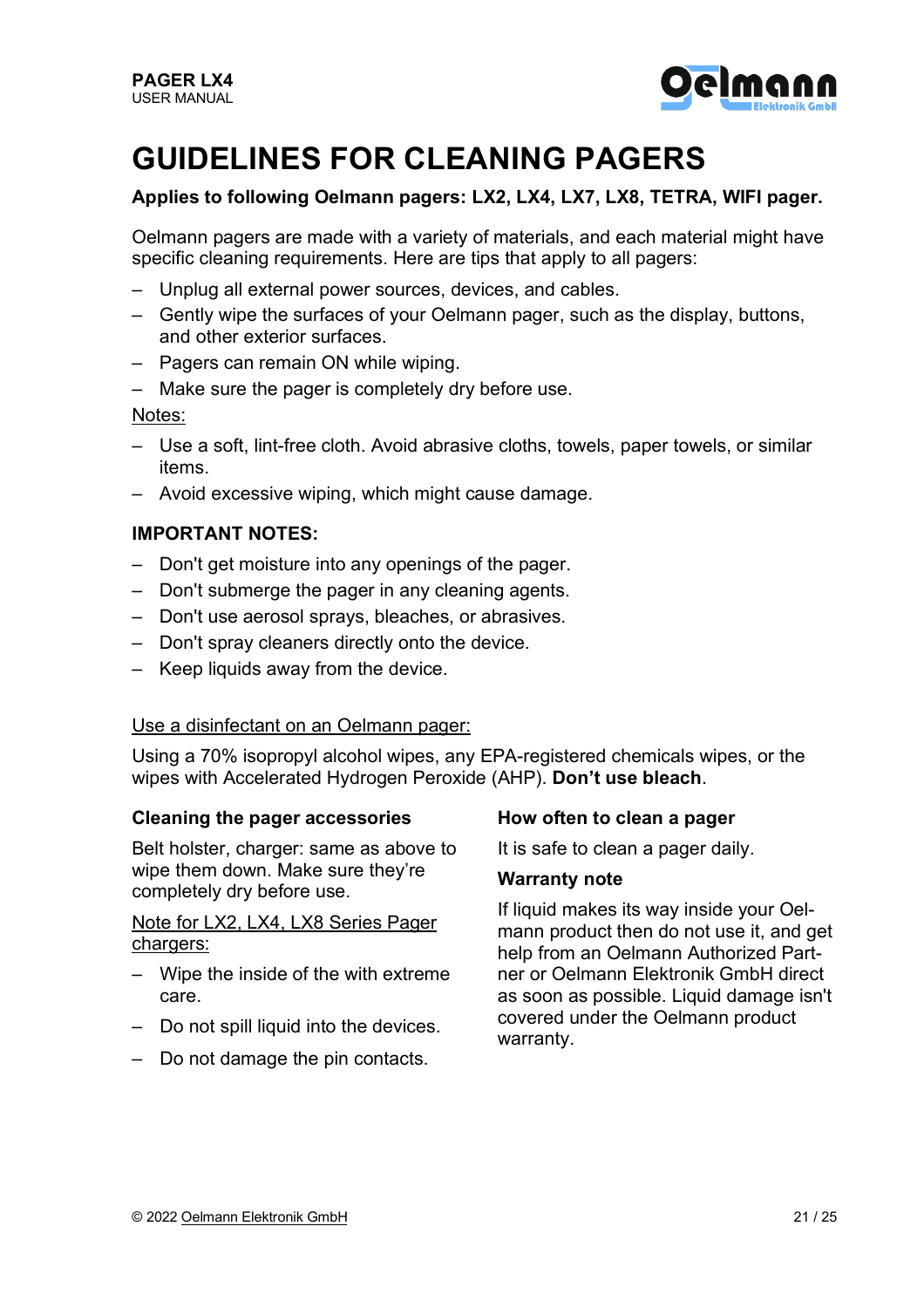# GUIDELINES FOR CLEANING PAGERS

**Applies to following Oelmann pagers: LX2, LX4, LX7, LX8, TETRA, WIFI pager.**

Oelmann pagers are made with a variety of materials, and each material might have specific cleaning requirements. Here are tips that apply to all pagers:

- Unplug all external power sources, devices, and cables.
- Gently wipe the surfaces of your Oelmann pager, such as the display, buttons, and other exterior surfaces.
- Pagers can remain ON while wiping.
- Make sure the pager is completely dry before use.

Notes:

- Use a soft, lint-free cloth. Avoid abrasive cloths, towels, paper towels, or similar items.
- Avoid excessive wiping, which might cause damage.

**IMPORTANT NOTES:**

- Don't get moisture into any openings of the pager.
- Don't submerge the pager in any cleaning agents.
- Don't use aerosol sprays, bleaches, or abrasives.
- Don't spray cleaners directly onto the device.
- Keep liquids away from the device.

Use a disinfectant on an Oelmann pager:

Using a 70% isopropyl alcohol wipes, any EPA-registered chemicals wipes, or the wipes with Accelerated Hydrogen Peroxide (AHP). **Don't use bleach**.

**Cleaning the pager accessories**

Belt holster, charger: same as above to wipe them down. Make sure they're completely dry before use.

Note for LX2, LX4, LX8 Series Pager chargers:

- Wipe the inside of the with extreme care.
- Do not spill liquid into the devices.
- Do not damage the pin contacts.

**How often to clean a pager**

It is safe to clean a pager daily.

**Warranty note**

If liquid makes its way inside your Oelmann product then do not use it, and get help from an Oelmann Authorized Partner or Oelmann Elektronik GmbH direct as soon as possible. Liquid damage isn't covered under the Oelmann product warranty.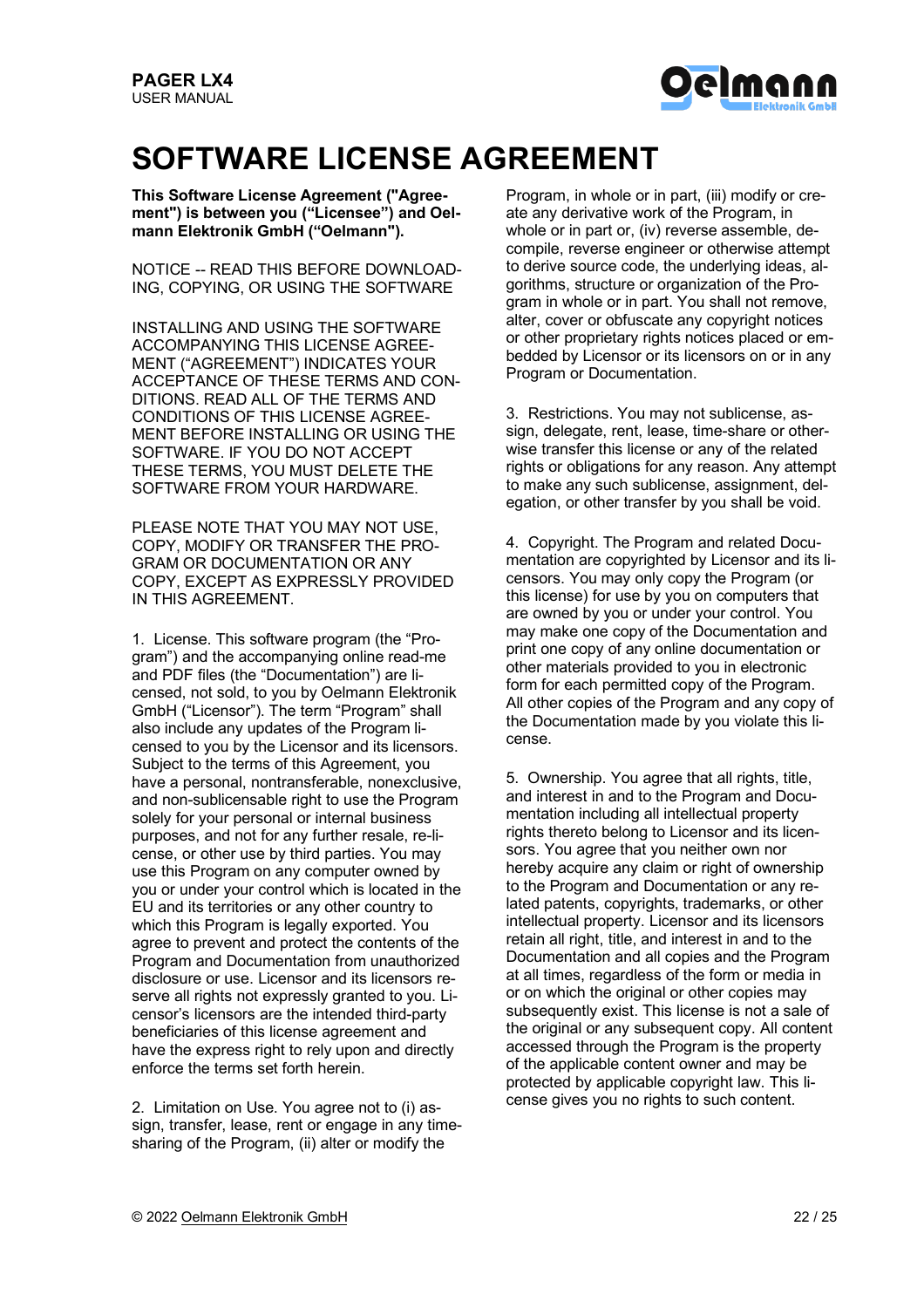# SOFTWARE LICENSE AGREEMENT

**This Software License Agreement ("Agreement") is between you ("Licensee") and Oelmann Elektronik GmbH ("Oelmann").**

NOTICE -- READ THIS BEFORE DOWNLOADING, COPYING, OR USING THE SOFTWARE

INSTALLING AND USING THE SOFTWARE ACCOMPANYING THIS LICENSE AGREEMENT ("AGREEMENT") INDICATES YOUR ACCEPTANCE OF THESE TERMS AND CONDITIONS. READ ALL OF THE TERMS AND CONDITIONS OF THIS LICENSE AGREEMENT BEFORE INSTALLING OR USING THE SOFTWARE. IF YOU DO NOT ACCEPT THESE TERMS, YOU MUST DELETE THE SOFTWARE FROM YOUR HARDWARE.

PLEASE NOTE THAT YOU MAY NOT USE, COPY, MODIFY OR TRANSFER THE PROGRAM OR DOCUMENTATION OR ANY COPY, EXCEPT AS EXPRESSLY PROVIDED IN THIS AGREEMENT.

1. License. This software program (the "Program") and the accompanying online read-me and PDF files (the "Documentation") are licensed, not sold, to you by Oelmann Elektronik GmbH ("Licensor"). The term "Program" shall also include any updates of the Program licensed to you by the Licensor and its licensors. Subject to the terms of this Agreement, you have a personal, nontransferable, nonexclusive, and non-sublicensable right to use the Program solely for your personal or internal business purposes, and not for any further resale, re-license, or other use by third parties. You may use this Program on any computer owned by you or under your control which is located in the EU and its territories or any other country to which this Program is legally exported. You agree to prevent and protect the contents of the Program and Documentation from unauthorized disclosure or use. Licensor and its licensors reserve all rights not expressly granted to you. Licensor's licensors are the intended third-party beneficiaries of this license agreement and have the express right to rely upon and directly enforce the terms set forth herein.

2. Limitation on Use. You agree not to (i) assign, transfer, lease, rent or engage in any timesharing of the Program, (ii) alter or modify the Program, in whole or in part, (iii) modify or create any derivative work of the Program, in whole or in part or, (iv) reverse assemble, decompile, reverse engineer or otherwise attempt to derive source code, the underlying ideas, algorithms, structure or organization of the Program in whole or in part. You shall not remove, alter, cover or obfuscate any copyright notices or other proprietary rights notices placed or embedded by Licensor or its licensors on or in any Program or Documentation.

3. Restrictions. You may not sublicense, assign, delegate, rent, lease, time-share or otherwise transfer this license or any of the related rights or obligations for any reason. Any attempt to make any such sublicense, assignment, delegation, or other transfer by you shall be void.

4. Copyright. The Program and related Documentation are copyrighted by Licensor and its licensors. You may only copy the Program (or this license) for use by you on computers that are owned by you or under your control. You may make one copy of the Documentation and print one copy of any online documentation or other materials provided to you in electronic form for each permitted copy of the Program. All other copies of the Program and any copy of the Documentation made by you violate this license.

5. Ownership. You agree that all rights, title, and interest in and to the Program and Documentation including all intellectual property rights thereto belong to Licensor and its licensors. You agree that you neither own nor hereby acquire any claim or right of ownership to the Program and Documentation or any related patents, copyrights, trademarks, or other intellectual property. Licensor and its licensors retain all right, title, and interest in and to the Documentation and all copies and the Program at all times, regardless of the form or media in or on which the original or other copies may subsequently exist. This license is not a sale of the original or any subsequent copy. All content accessed through the Program is the property of the applicable content owner and may be protected by applicable copyright law. This license gives you no rights to such content.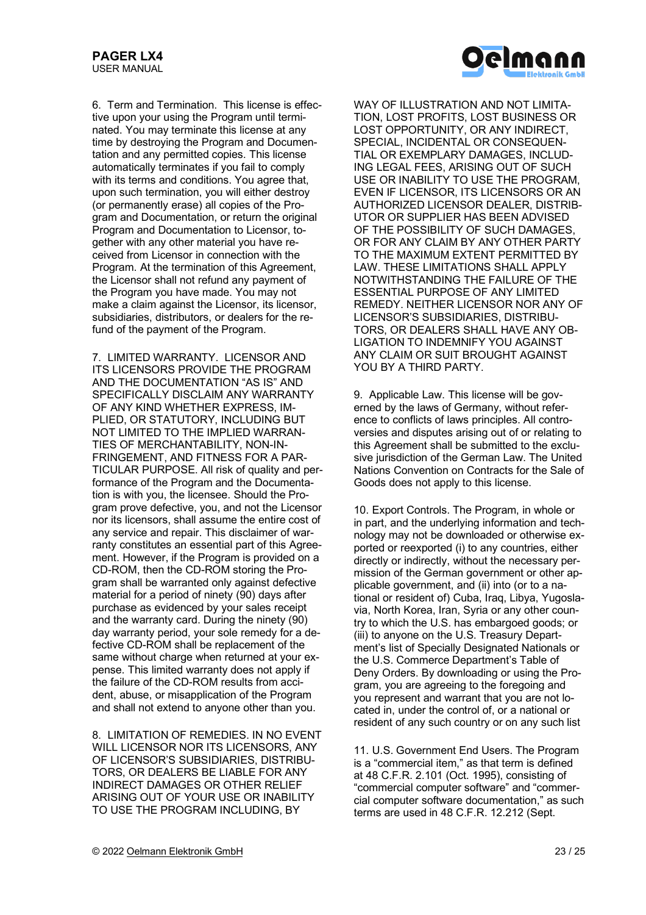6. Term and Termination. This license is effective upon your using the Program until terminated. You may terminate this license at any time by destroying the Program and Documentation and any permitted copies. This license automatically terminates if you fail to comply with its terms and conditions. You agree that, upon such termination, you will either destroy (or permanently erase) all copies of the Program and Documentation, or return the original Program and Documentation to Licensor, together with any other material you have received from Licensor in connection with the Program. At the termination of this Agreement, the Licensor shall not refund any payment of the Program you have made. You may not make a claim against the Licensor, its licensor, subsidiaries, distributors, or dealers for the refund of the payment of the Program.

7. LIMITED WARRANTY. LICENSOR AND ITS LICENSORS PROVIDE THE PROGRAM AND THE DOCUMENTATION "AS IS" AND SPECIFICALLY DISCLAIM ANY WARRANTY OF ANY KIND WHETHER EXPRESS, IMPLIED, OR STATUTORY, INCLUDING BUT NOT LIMITED TO THE IMPLIED WARRANTIES OF MERCHANTABILITY, NON-INFRINGEMENT, AND FITNESS FOR A PARTICULAR PURPOSE. All risk of quality and performance of the Program and the Documentation is with you, the licensee. Should the Program prove defective, you, and not the Licensor nor its licensors, shall assume the entire cost of any service and repair. This disclaimer of warranty constitutes an essential part of this Agreement. However, if the Program is provided on a CD-ROM, then the CD-ROM storing the Program shall be warranted only against defective material for a period of ninety (90) days after purchase as evidenced by your sales receipt and the warranty card. During the ninety (90) day warranty period, your sole remedy for a defective CD-ROM shall be replacement of the same without charge when returned at your expense. This limited warranty does not apply if the failure of the CD-ROM results from accident, abuse, or misapplication of the Program and shall not extend to anyone other than you.

8. LIMITATION OF REMEDIES. IN NO EVENT WILL LICENSOR NOR ITS LICENSORS, ANY OF LICENSOR'S SUBSIDIARIES, DISTRIBUTORS, OR DEALERS BE LIABLE FOR ANY INDIRECT DAMAGES OR OTHER RELIEF ARISING OUT OF YOUR USE OR INABILITY TO USE THE PROGRAM INCLUDING, BY WAY OF ILLUSTRATION AND NOT LIMITATION, LOST PROFITS, LOST BUSINESS OR LOST OPPORTUNITY, OR ANY INDIRECT, SPECIAL, INCIDENTAL OR CONSEQUENTIAL OR EXEMPLARY DAMAGES, INCLUDING LEGAL FEES, ARISING OUT OF SUCH USE OR INABILITY TO USE THE PROGRAM, EVEN IF LICENSOR, ITS LICENSORS OR AN AUTHORIZED LICENSOR DEALER, DISTRIBUTOR OR SUPPLIER HAS BEEN ADVISED OF THE POSSIBILITY OF SUCH DAMAGES, OR FOR ANY CLAIM BY ANY OTHER PARTY TO THE MAXIMUM EXTENT PERMITTED BY LAW. THESE LIMITATIONS SHALL APPLY NOTWITHSTANDING THE FAILURE OF THE ESSENTIAL PURPOSE OF ANY LIMITED REMEDY. NEITHER LICENSOR NOR ANY OF LICENSOR'S SUBSIDIARIES, DISTRIBUTORS, OR DEALERS SHALL HAVE ANY OBLIGATION TO INDEMNIFY YOU AGAINST ANY CLAIM OR SUIT BROUGHT AGAINST YOU BY A THIRD PARTY.

9. Applicable Law. This license will be governed by the laws of Germany, without reference to conflicts of laws principles. All controversies and disputes arising out of or relating to this Agreement shall be submitted to the exclusive jurisdiction of the German Law. The United Nations Convention on Contracts for the Sale of Goods does not apply to this license.

10. Export Controls. The Program, in whole or in part, and the underlying information and technology may not be downloaded or otherwise exported or reexported (i) to any countries, either directly or indirectly, without the necessary permission of the German government or other applicable government, and (ii) into (or to a national or resident of) Cuba, Iraq, Libya, Yugoslavia, North Korea, Iran, Syria or any other country to which the U.S. has embargoed goods; or (iii) to anyone on the U.S. Treasury Department's list of Specially Designated Nationals or the U.S. Commerce Department's Table of Deny Orders. By downloading or using the Program, you are agreeing to the foregoing and you represent and warrant that you are not located in, under the control of, or a national or resident of any such country or on any such list

11. U.S. Government End Users. The Program is a "commercial item," as that term is defined at 48 C.F.R. 2.101 (Oct. 1995), consisting of "commercial computer software" and "commercial computer software documentation," as such terms are used in 48 C.F.R. 12.212 (Sept.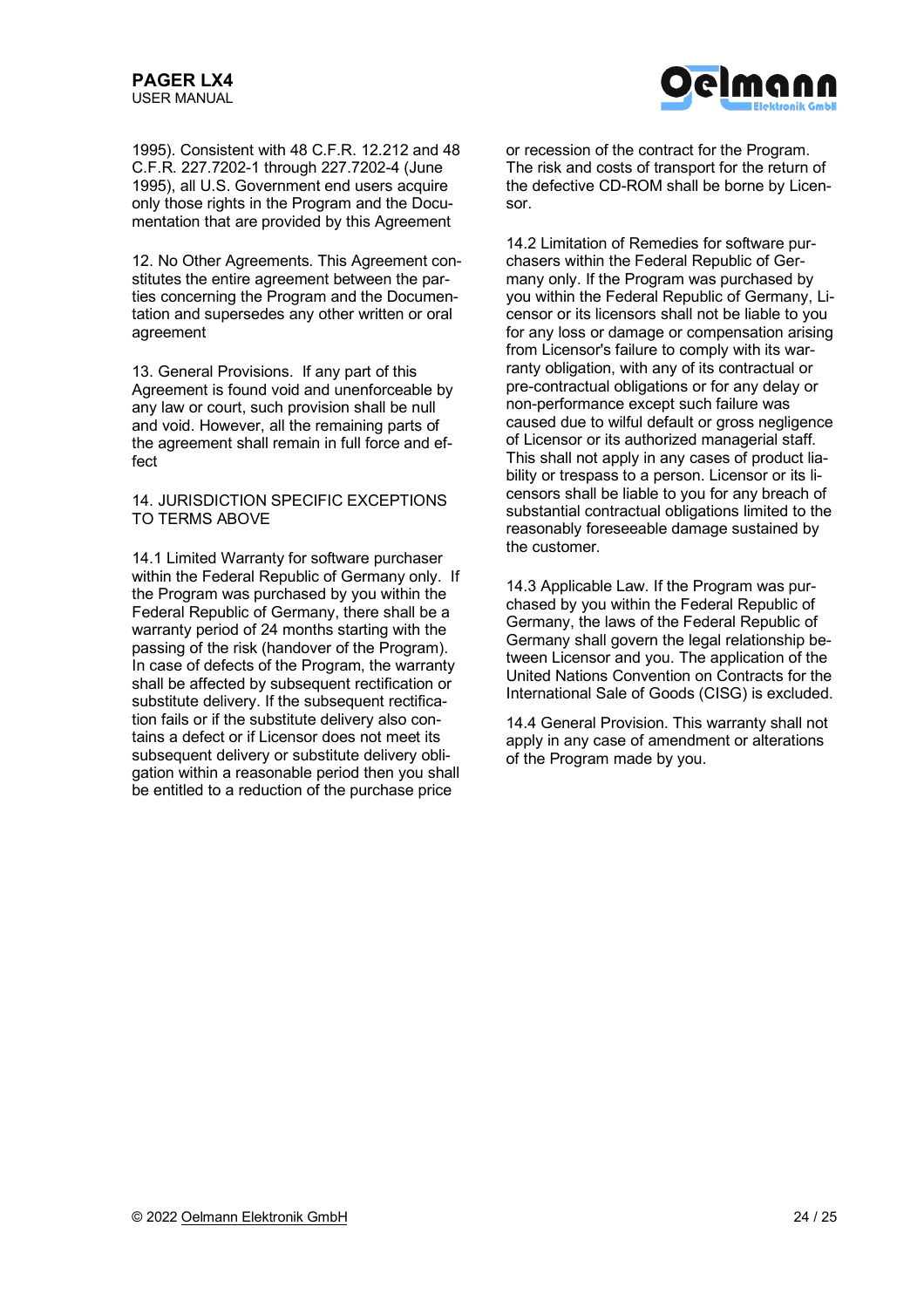1995). Consistent with 48 C.F.R. 12.212 and 48 C.F.R. 227.7202-1 through 227.7202-4 (June 1995), all U.S. Government end users acquire only those rights in the Program and the Documentation that are provided by this Agreement

12. No Other Agreements. This Agreement constitutes the entire agreement between the parties concerning the Program and the Documentation and supersedes any other written or oral agreement

13. General Provisions. If any part of this Agreement is found void and unenforceable by any law or court, such provision shall be null and void. However, all the remaining parts of the agreement shall remain in full force and effect

14. JURISDICTION SPECIFIC EXCEPTIONS TO TERMS ABOVE

14.1 Limited Warranty for software purchaser within the Federal Republic of Germany only. If the Program was purchased by you within the Federal Republic of Germany, there shall be a warranty period of 24 months starting with the passing of the risk (handover of the Program). In case of defects of the Program, the warranty shall be affected by subsequent rectification or substitute delivery. If the subsequent rectification fails or if the substitute delivery also contains a defect or if Licensor does not meet its subsequent delivery or substitute delivery obligation within a reasonable period then you shall be entitled to a reduction of the purchase price or recession of the contract for the Program. The risk and costs of transport for the return of the defective CD-ROM shall be borne by Licensor.

14.2 Limitation of Remedies for software purchasers within the Federal Republic of Germany only. If the Program was purchased by you within the Federal Republic of Germany, Licensor or its licensors shall not be liable to you for any loss or damage or compensation arising from Licensor's failure to comply with its warranty obligation, with any of its contractual or pre-contractual obligations or for any delay or non-performance except such failure was caused due to wilful default or gross negligence of Licensor or its authorized managerial staff. This shall not apply in any cases of product liability or trespass to a person. Licensor or its licensors shall be liable to you for any breach of substantial contractual obligations limited to the reasonably foreseeable damage sustained by the customer.

14.3 Applicable Law. If the Program was purchased by you within the Federal Republic of Germany, the laws of the Federal Republic of Germany shall govern the legal relationship between Licensor and you. The application of the United Nations Convention on Contracts for the International Sale of Goods (CISG) is excluded.

14.4 General Provision. This warranty shall not apply in any case of amendment or alterations of the Program made by you.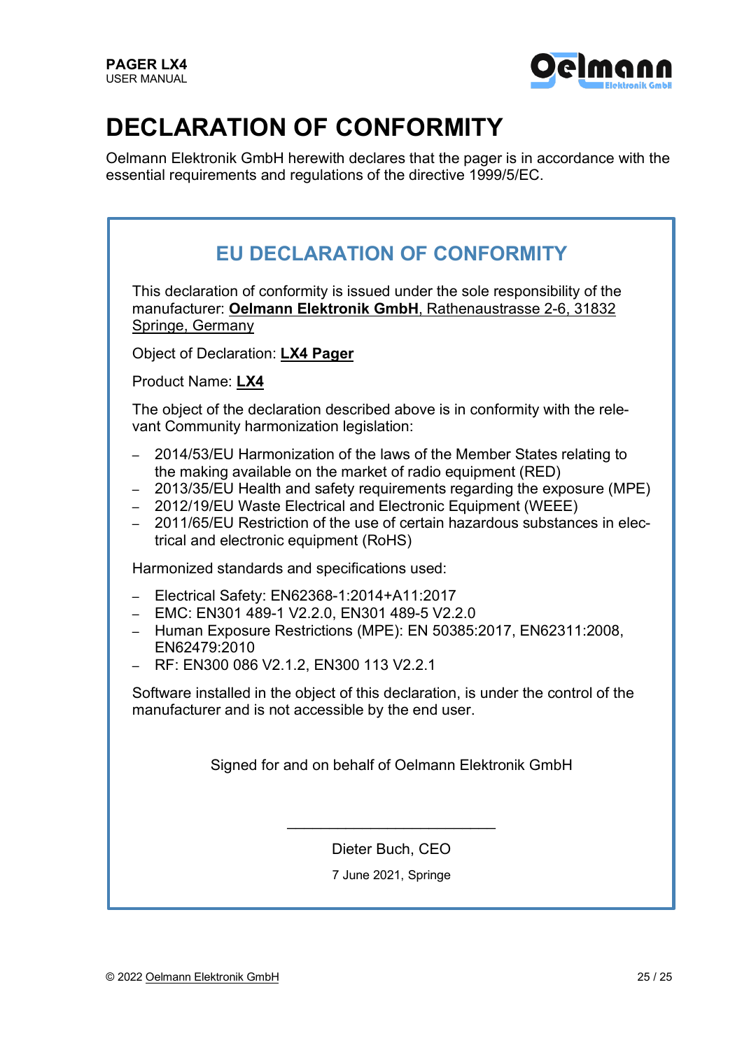# DECLARATION OF CONFORMITY

Oelmann Elektronik GmbH herewith declares that the pager is in accordance with the essential requirements and regulations of the directive 1999/5/EC.

## EU DECLARATION OF CONFORMITY

This declaration of conformity is issued under the sole responsibility of the manufacturer: **Oelmann Elektronik GmbH**, Rathenaustrasse 2-6, 31832 Springe, Germany

Object of Declaration: **LX4 Pager**

Product Name: **LX4**

The object of the declaration described above is in conformity with the relevant Community harmonization legislation:

- 2014/53/EU Harmonization of the laws of the Member States relating to the making available on the market of radio equipment (RED)
- 2013/35/EU Health and safety requirements regarding the exposure (MPE)
- 2012/19/EU Waste Electrical and Electronic Equipment (WEEE)
- 2011/65/EU Restriction of the use of certain hazardous substances in electrical and electronic equipment (RoHS)

Harmonized standards and specifications used:

- Electrical Safety: EN62368-1:2014+A11:2017
- EMC: EN301 489-1 V2.2.0, EN301 489-5 V2.2.0
- Human Exposure Restrictions (MPE): EN 50385:2017, EN62311:2008, EN62479:2010
- RF: EN300 086 V2.1.2, EN300 113 V2.2.1

Software installed in the object of this declaration, is under the control of the manufacturer and is not accessible by the end user.

Signed for and on behalf of Oelmann Elektronik GmbH

___________________________

Dieter Buch, CEO

7 June 2021, Springe